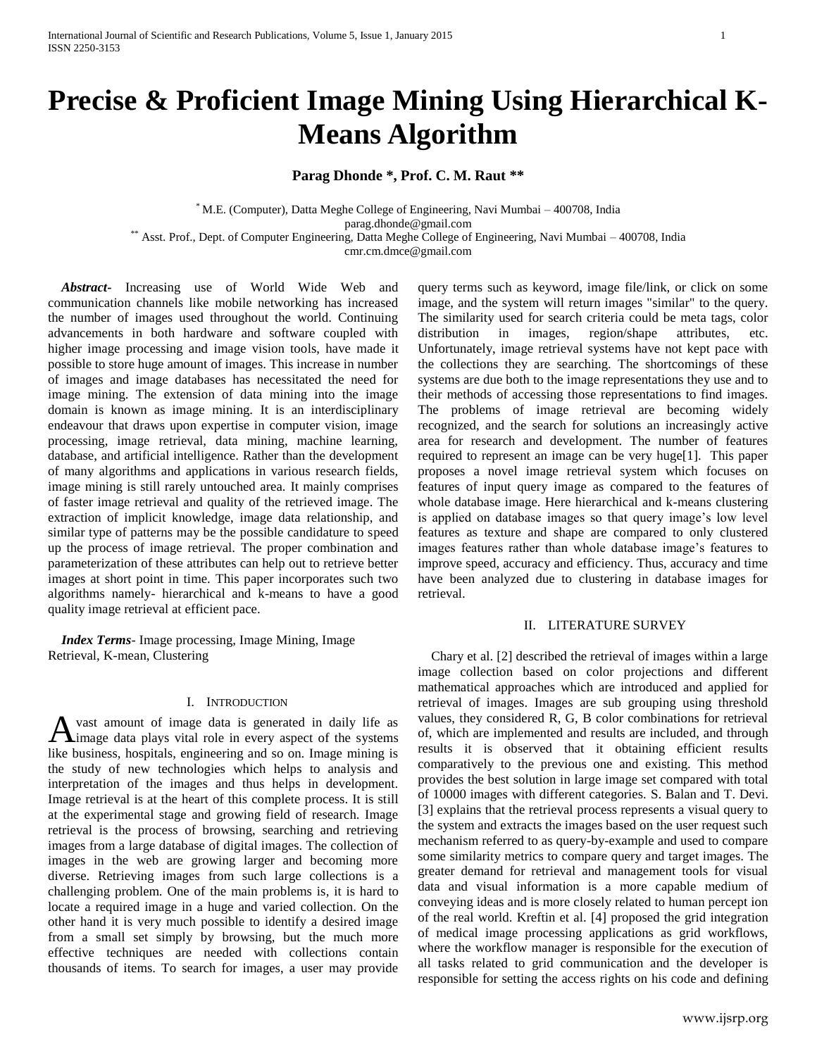# Precise & Proficient Image Mining Using Hierarchical K-Means Algorithm

**Parag Dhonde \*, Prof. C. M. Raut \*\***

\* M.E. (Computer), Datta Meghe College of Engineering, Navi Mumbai – 400708, India
parag.dhonde@gmail.com
\*\* Asst. Prof., Dept. of Computer Engineering, Datta Meghe College of Engineering, Navi Mumbai – 400708, India
cmr.cm.dmce@gmail.com

***Abstract***- Increasing use of World Wide Web and communication channels like mobile networking has increased the number of images used throughout the world. Continuing advancements in both hardware and software coupled with higher image processing and image vision tools, have made it possible to store huge amount of images. This increase in number of images and image databases has necessitated the need for image mining. The extension of data mining into the image domain is known as image mining. It is an interdisciplinary endeavour that draws upon expertise in computer vision, image processing, image retrieval, data mining, machine learning, database, and artificial intelligence. Rather than the development of many algorithms and applications in various research fields, image mining is still rarely untouched area. It mainly comprises of faster image retrieval and quality of the retrieved image. The extraction of implicit knowledge, image data relationship, and similar type of patterns may be the possible candidature to speed up the process of image retrieval. The proper combination and parameterization of these attributes can help out to retrieve better images at short point in time. This paper incorporates such two algorithms namely- hierarchical and k-means to have a good quality image retrieval at efficient pace.

***Index Terms***- Image processing, Image Mining, Image Retrieval, K-mean, Clustering

## I. Introduction

A vast amount of image data is generated in daily life as image data plays vital role in every aspect of the systems like business, hospitals, engineering and so on. Image mining is the study of new technologies which helps to analysis and interpretation of the images and thus helps in development. Image retrieval is at the heart of this complete process. It is still at the experimental stage and growing field of research. Image retrieval is the process of browsing, searching and retrieving images from a large database of digital images. The collection of images in the web are growing larger and becoming more diverse. Retrieving images from such large collections is a challenging problem. One of the main problems is, it is hard to locate a required image in a huge and varied collection. On the other hand it is very much possible to identify a desired image from a small set simply by browsing, but the much more effective techniques are needed with collections contain thousands of items. To search for images, a user may provide query terms such as keyword, image file/link, or click on some image, and the system will return images "similar" to the query. The similarity used for search criteria could be meta tags, color distribution in images, region/shape attributes, etc. Unfortunately, image retrieval systems have not kept pace with the collections they are searching. The shortcomings of these systems are due both to the image representations they use and to their methods of accessing those representations to find images. The problems of image retrieval are becoming widely recognized, and the search for solutions an increasingly active area for research and development. The number of features required to represent an image can be very huge[1]. This paper proposes a novel image retrieval system which focuses on features of input query image as compared to the features of whole database image. Here hierarchical and k-means clustering is applied on database images so that query image's low level features as texture and shape are compared to only clustered images features rather than whole database image's features to improve speed, accuracy and efficiency. Thus, accuracy and time have been analyzed due to clustering in database images for retrieval.

## II. Literature Survey

Chary et al. [2] described the retrieval of images within a large image collection based on color projections and different mathematical approaches which are introduced and applied for retrieval of images. Images are sub grouping using threshold values, they considered R, G, B color combinations for retrieval of, which are implemented and results are included, and through results it is observed that it obtaining efficient results comparatively to the previous one and existing. This method provides the best solution in large image set compared with total of 10000 images with different categories. S. Balan and T. Devi. [3] explains that the retrieval process represents a visual query to the system and extracts the images based on the user request such mechanism referred to as query-by-example and used to compare some similarity metrics to compare query and target images. The greater demand for retrieval and management tools for visual data and visual information is a more capable medium of conveying ideas and is more closely related to human percept ion of the real world. Kreftin et al. [4] proposed the grid integration of medical image processing applications as grid workflows, where the workflow manager is responsible for the execution of all tasks related to grid communication and the developer is responsible for setting the access rights on his code and defining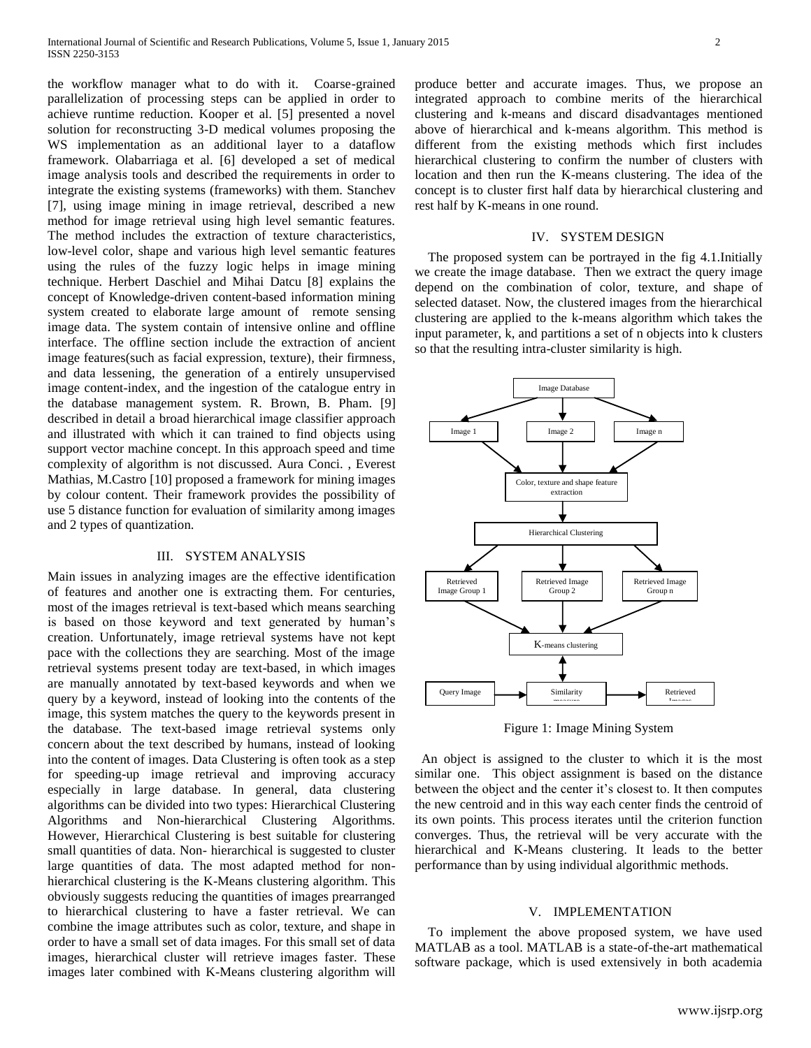the workflow manager what to do with it. Coarse-grained parallelization of processing steps can be applied in order to achieve runtime reduction. Kooper et al. [5] presented a novel solution for reconstructing 3-D medical volumes proposing the WS implementation as an additional layer to a dataflow framework. Olabarriaga et al. [6] developed a set of medical image analysis tools and described the requirements in order to integrate the existing systems (frameworks) with them. Stanchev [7], using image mining in image retrieval, described a new method for image retrieval using high level semantic features. The method includes the extraction of texture characteristics, low-level color, shape and various high level semantic features using the rules of the fuzzy logic helps in image mining technique. Herbert Daschiel and Mihai Datcu [8] explains the concept of Knowledge-driven content-based information mining system created to elaborate large amount of remote sensing image data. The system contain of intensive online and offline interface. The offline section include the extraction of ancient image features(such as facial expression, texture), their firmness, and data lessening, the generation of a entirely unsupervised image content-index, and the ingestion of the catalogue entry in the database management system. R. Brown, B. Pham. [9] described in detail a broad hierarchical image classifier approach and illustrated with which it can trained to find objects using support vector machine concept. In this approach speed and time complexity of algorithm is not discussed. Aura Conci. , Everest Mathias, M.Castro [10] proposed a framework for mining images by colour content. Their framework provides the possibility of use 5 distance function for evaluation of similarity among images and 2 types of quantization.

## III. SYSTEM ANALYSIS

Main issues in analyzing images are the effective identification of features and another one is extracting them. For centuries, most of the images retrieval is text-based which means searching is based on those keyword and text generated by human's creation. Unfortunately, image retrieval systems have not kept pace with the collections they are searching. Most of the image retrieval systems present today are text-based, in which images are manually annotated by text-based keywords and when we query by a keyword, instead of looking into the contents of the image, this system matches the query to the keywords present in the database. The text-based image retrieval systems only concern about the text described by humans, instead of looking into the content of images. Data Clustering is often took as a step for speeding-up image retrieval and improving accuracy especially in large database. In general, data clustering algorithms can be divided into two types: Hierarchical Clustering Algorithms and Non-hierarchical Clustering Algorithms. However, Hierarchical Clustering is best suitable for clustering small quantities of data. Non- hierarchical is suggested to cluster large quantities of data. The most adapted method for non-hierarchical clustering is the K-Means clustering algorithm. This obviously suggests reducing the quantities of images prearranged to hierarchical clustering to have a faster retrieval. We can combine the image attributes such as color, texture, and shape in order to have a small set of data images. For this small set of data images, hierarchical cluster will retrieve images faster. These images later combined with K-Means clustering algorithm will produce better and accurate images. Thus, we propose an integrated approach to combine merits of the hierarchical clustering and k-means and discard disadvantages mentioned above of hierarchical and k-means algorithm. This method is different from the existing methods which first includes hierarchical clustering to confirm the number of clusters with location and then run the K-means clustering. The idea of the concept is to cluster first half data by hierarchical clustering and rest half by K-means in one round.

## IV. SYSTEM DESIGN

The proposed system can be portrayed in the fig 4.1.Initially we create the image database. Then we extract the query image depend on the combination of color, texture, and shape of selected dataset. Now, the clustered images from the hierarchical clustering are applied to the k-means algorithm which takes the input parameter, k, and partitions a set of n objects into k clusters so that the resulting intra-cluster similarity is high.

Figure 1: Image Mining System

An object is assigned to the cluster to which it is the most similar one. This object assignment is based on the distance between the object and the center it's closest to. It then computes the new centroid and in this way each center finds the centroid of its own points. This process iterates until the criterion function converges. Thus, the retrieval will be very accurate with the hierarchical and K-Means clustering. It leads to the better performance than by using individual algorithmic methods.

## V. IMPLEMENTATION

To implement the above proposed system, we have used MATLAB as a tool. MATLAB is a state-of-the-art mathematical software package, which is used extensively in both academia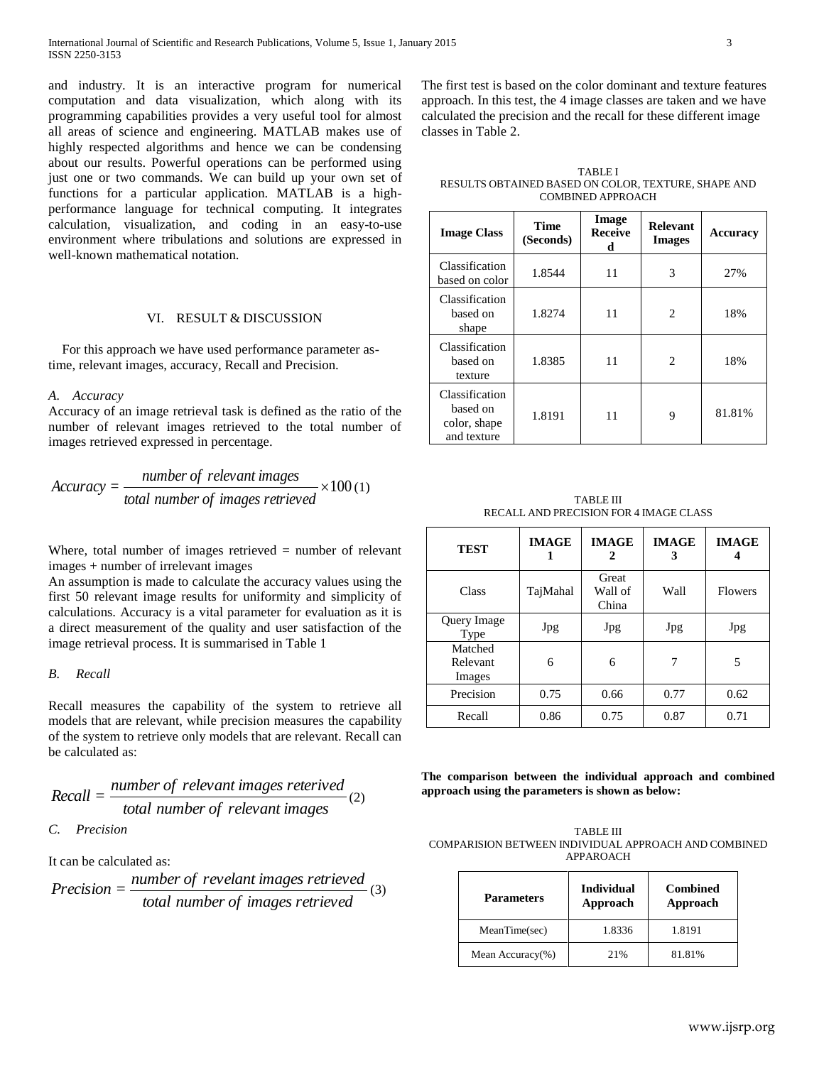and industry. It is an interactive program for numerical computation and data visualization, which along with its programming capabilities provides a very useful tool for almost all areas of science and engineering. MATLAB makes use of highly respected algorithms and hence we can be condensing about our results. Powerful operations can be performed using just one or two commands. We can build up your own set of functions for a particular application. MATLAB is a high-performance language for technical computing. It integrates calculation, visualization, and coding in an easy-to-use environment where tribulations and solutions are expressed in well-known mathematical notation.

## VI. RESULT & DISCUSSION

For this approach we have used performance parameter as-time, relevant images, accuracy, Recall and Precision.

### *A. Accuracy*

Accuracy of an image retrieval task is defined as the ratio of the number of relevant images retrieved to the total number of images retrieved expressed in percentage.

$$Accuracy = \frac{number\ of\ relevant\ images}{total\ number\ of\ images\ retrieved} \times 100 \quad (1)$$

Where, total number of images retrieved = number of relevant images + number of irrelevant images

An assumption is made to calculate the accuracy values using the first 50 relevant image results for uniformity and simplicity of calculations. Accuracy is a vital parameter for evaluation as it is a direct measurement of the quality and user satisfaction of the image retrieval process. It is summarised in Table 1

### *B. Recall*

Recall measures the capability of the system to retrieve all models that are relevant, while precision measures the capability of the system to retrieve only models that are relevant. Recall can be calculated as:

$$Recall = \frac{number\ of\ relevant\ images\ reterived}{total\ number\ of\ relevant\ images} \quad (2)$$

### *C. Precision*

It can be calculated as:

$$Precision = \frac{number\ of\ revelant\ images\ retrieved}{total\ number\ of\ images\ retrieved} \quad (3)$$

The first test is based on the color dominant and texture features approach. In this test, the 4 image classes are taken and we have calculated the precision and the recall for these different image classes in Table 2.

TABLE I
RESULTS OBTAINED BASED ON COLOR, TEXTURE, SHAPE AND COMBINED APPROACH

| Image Class | Time (Seconds) | Image Received | Relevant Images | Accuracy |
|---|---|---|---|---|
| Classification based on color | 1.8544 | 11 | 3 | 27% |
| Classification based on shape | 1.8274 | 11 | 2 | 18% |
| Classification based on texture | 1.8385 | 11 | 2 | 18% |
| Classification based on color, shape and texture | 1.8191 | 11 | 9 | 81.81% |

TABLE III
RECALL AND PRECISION FOR 4 IMAGE CLASS

| TEST | IMAGE 1 | IMAGE 2 | IMAGE 3 | IMAGE 4 |
|---|---|---|---|---|
| Class | TajMahal | Great Wall of China | Wall | Flowers |
| Query Image Type | Jpg | Jpg | Jpg | Jpg |
| Matched Relevant Images | 6 | 6 | 7 | 5 |
| Precision | 0.75 | 0.66 | 0.77 | 0.62 |
| Recall | 0.86 | 0.75 | 0.87 | 0.71 |

**The comparison between the individual approach and combined approach using the parameters is shown as below:**

TABLE III
COMPARISION BETWEEN INDIVIDUAL APPROACH AND COMBINED APPAROACH

| Parameters | Individual Approach | Combined Approach |
|---|---|---|
| MeanTime(sec) | 1.8336 | 1.8191 |
| Mean Accuracy(%) | 21% | 81.81% |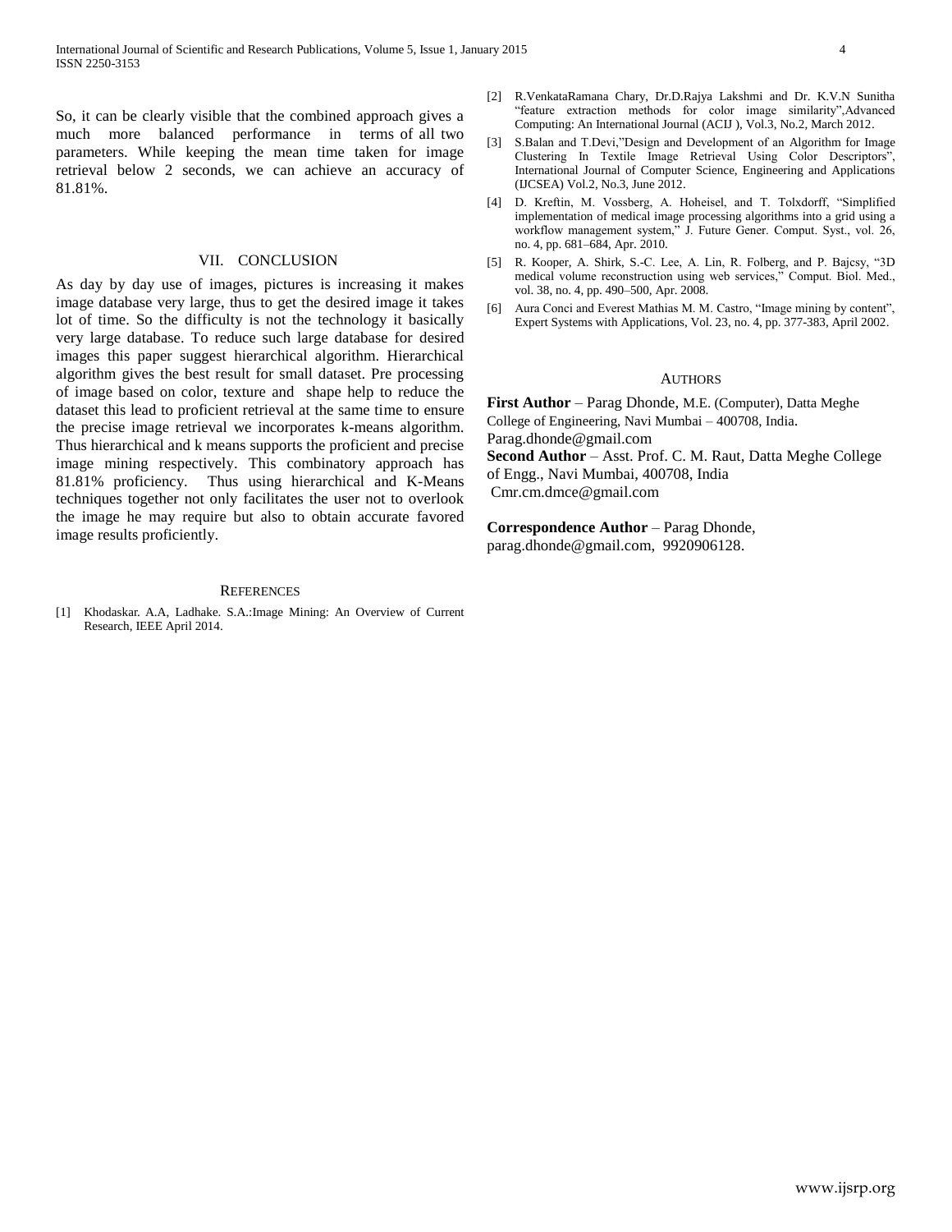So, it can be clearly visible that the combined approach gives a much more balanced performance in terms of all two parameters. While keeping the mean time taken for image retrieval below 2 seconds, we can achieve an accuracy of 81.81%.

## VII. CONCLUSION

As day by day use of images, pictures is increasing it makes image database very large, thus to get the desired image it takes lot of time. So the difficulty is not the technology it basically very large database. To reduce such large database for desired images this paper suggest hierarchical algorithm. Hierarchical algorithm gives the best result for small dataset. Pre processing of image based on color, texture and shape help to reduce the dataset this lead to proficient retrieval at the same time to ensure the precise image retrieval we incorporates k-means algorithm. Thus hierarchical and k means supports the proficient and precise image mining respectively. This combinatory approach has 81.81% proficiency. Thus using hierarchical and K-Means techniques together not only facilitates the user not to overlook the image he may require but also to obtain accurate favored image results proficiently.

## REFERENCES

[1] Khodaskar. A.A, Ladhake. S.A.:Image Mining: An Overview of Current Research, IEEE April 2014.

[2] R.VenkataRamana Chary, Dr.D.Rajya Lakshmi and Dr. K.V.N Sunitha "feature extraction methods for color image similarity",Advanced Computing: An International Journal (ACIJ ), Vol.3, No.2, March 2012.

[3] S.Balan and T.Devi,"Design and Development of an Algorithm for Image Clustering In Textile Image Retrieval Using Color Descriptors", International Journal of Computer Science, Engineering and Applications (IJCSEA) Vol.2, No.3, June 2012.

[4] D. Kreftin, M. Vossberg, A. Hoheisel, and T. Tolxdorff, "Simplified implementation of medical image processing algorithms into a grid using a workflow management system," J. Future Gener. Comput. Syst., vol. 26, no. 4, pp. 681–684, Apr. 2010.

[5] R. Kooper, A. Shirk, S.-C. Lee, A. Lin, R. Folberg, and P. Bajcsy, "3D medical volume reconstruction using web services," Comput. Biol. Med., vol. 38, no. 4, pp. 490–500, Apr. 2008.

[6] Aura Conci and Everest Mathias M. M. Castro, "Image mining by content", Expert Systems with Applications, Vol. 23, no. 4, pp. 377-383, April 2002.

## AUTHORS

**First Author** – Parag Dhonde, M.E. (Computer), Datta Meghe College of Engineering, Navi Mumbai – 400708, India. Parag.dhonde@gmail.com

**Second Author** – Asst. Prof. C. M. Raut, Datta Meghe College of Engg., Navi Mumbai, 400708, India Cmr.cm.dmce@gmail.com

**Correspondence Author** – Parag Dhonde, parag.dhonde@gmail.com, 9920906128.